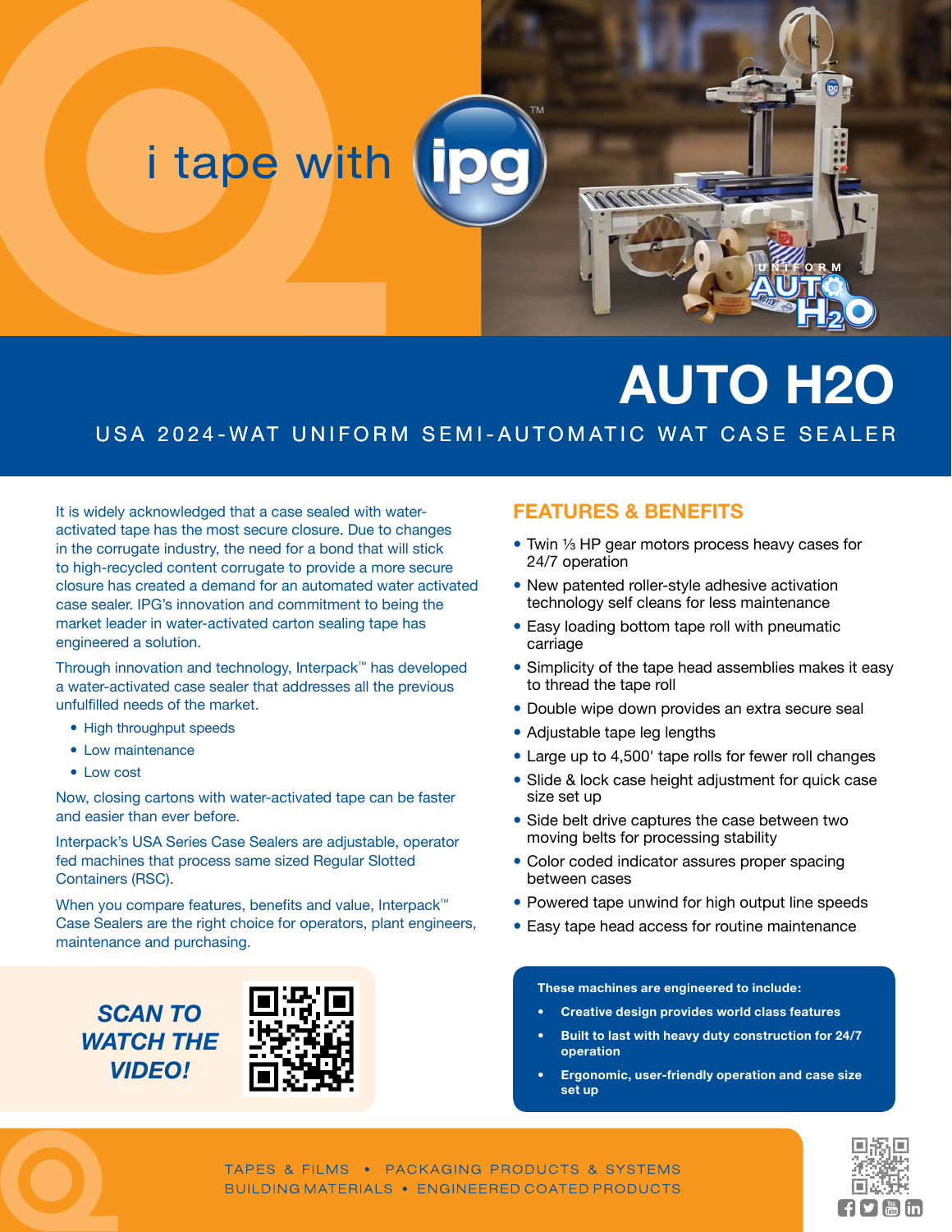i tape with ipg™

# AUTO H2O

## USA 2024-WAT UNIFORM SEMI-AUTOMATIC WAT CASE SEALER

It is widely acknowledged that a case sealed with water-activated tape has the most secure closure. Due to changes in the corrugate industry, the need for a bond that will stick to high-recycled content corrugate to provide a more secure closure has created a demand for an automated water activated case sealer. IPG's innovation and commitment to being the market leader in water-activated carton sealing tape has engineered a solution.

Through innovation and technology, Interpack™ has developed a water-activated case sealer that addresses all the previous unfulfilled needs of the market.

- High throughput speeds
- Low maintenance
- Low cost

Now, closing cartons with water-activated tape can be faster and easier than ever before.

Interpack's USA Series Case Sealers are adjustable, operator fed machines that process same sized Regular Slotted Containers (RSC).

When you compare features, benefits and value, Interpack™ Case Sealers are the right choice for operators, plant engineers, maintenance and purchasing.

***SCAN TO WATCH THE VIDEO!***

## FEATURES & BENEFITS

- Twin ⅓ HP gear motors process heavy cases for 24/7 operation
- New patented roller-style adhesive activation technology self cleans for less maintenance
- Easy loading bottom tape roll with pneumatic carriage
- Simplicity of the tape head assemblies makes it easy to thread the tape roll
- Double wipe down provides an extra secure seal
- Adjustable tape leg lengths
- Large up to 4,500' tape rolls for fewer roll changes
- Slide & lock case height adjustment for quick case size set up
- Side belt drive captures the case between two moving belts for processing stability
- Color coded indicator assures proper spacing between cases
- Powered tape unwind for high output line speeds
- Easy tape head access for routine maintenance

**These machines are engineered to include:**

- **Creative design provides world class features**
- **Built to last with heavy duty construction for 24/7 operation**
- **Ergonomic, user-friendly operation and case size set up**

TAPES & FILMS • PACKAGING PRODUCTS & SYSTEMS
BUILDING MATERIALS • ENGINEERED COATED PRODUCTS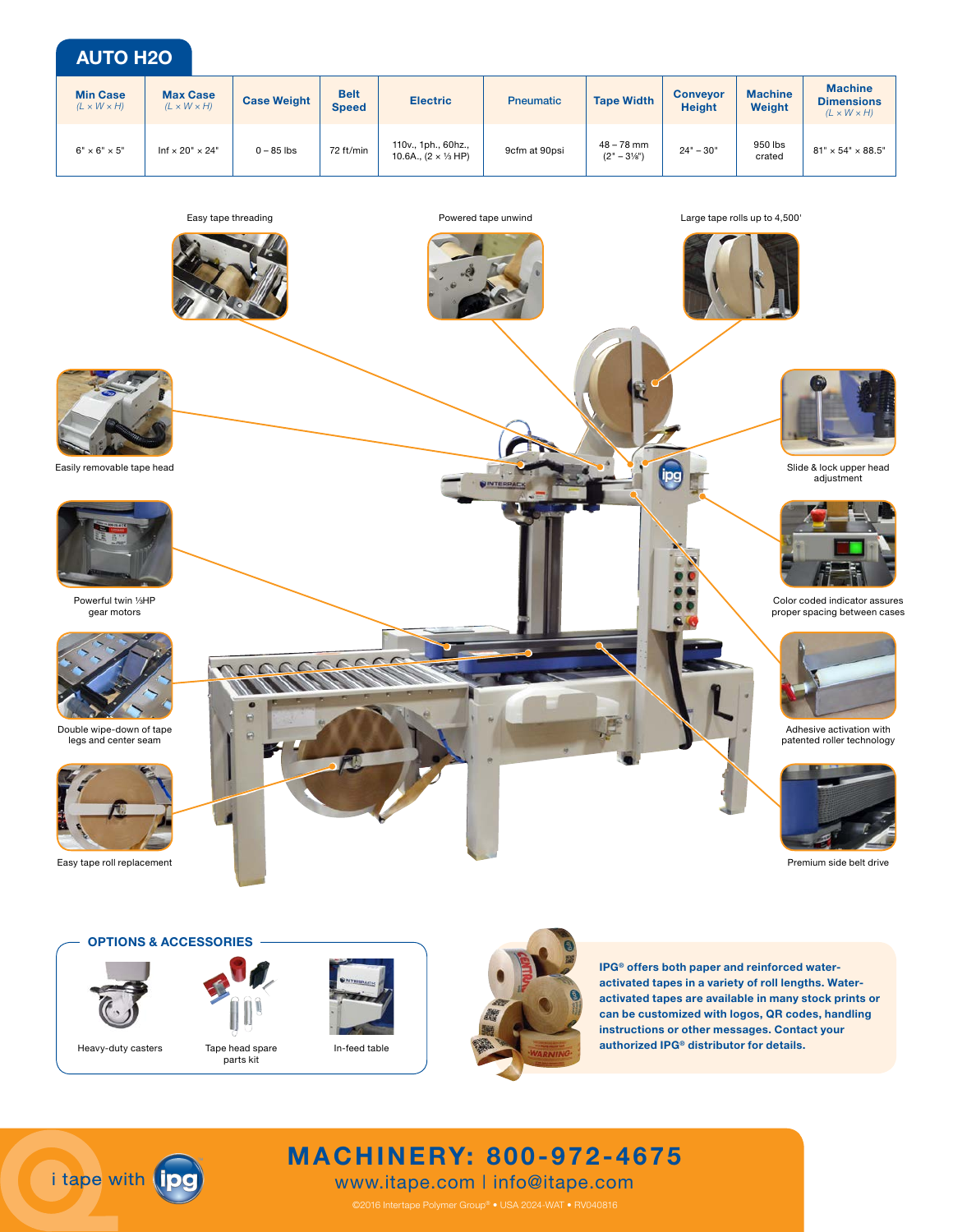## AUTO H2O

| Min Case (L × W × H) | Max Case (L × W × H) | Case Weight | Belt Speed | Electric | Pneumatic | Tape Width | Conveyor Height | Machine Weight | Machine Dimensions (L × W × H) |
|---|---|---|---|---|---|---|---|---|---|
| 6" × 6" × 5" | Inf × 20" × 24" | 0 – 85 lbs | 72 ft/min | 110v., 1ph., 60hz., 10.6A., (2 × ⅓ HP) | 9cfm at 90psi | 48 – 78 mm (2" – 3⅛") | 24" – 30" | 950 lbs crated | 81" × 54" × 88.5" |

Easy tape threading

Powered tape unwind

Large tape rolls up to 4,500'

Easily removable tape head

Slide & lock upper head adjustment

Powerful twin ⅓HP gear motors

Color coded indicator assures proper spacing between cases

Double wipe-down of tape legs and center seam

Adhesive activation with patented roller technology

Easy tape roll replacement

Premium side belt drive

### OPTIONS & ACCESSORIES

Heavy-duty casters

Tape head spare parts kit

In-feed table

**IPG® offers both paper and reinforced water-activated tapes in a variety of roll lengths. Water-activated tapes are available in many stock prints or can be customized with logos, QR codes, handling instructions or other messages. Contact your authorized IPG® distributor for details.**

i tape with ipg

**MACHINERY: 800-972-4675**

www.itape.com | info@itape.com

©2016 Intertape Polymer Group® • USA 2024-WAT • RV040816